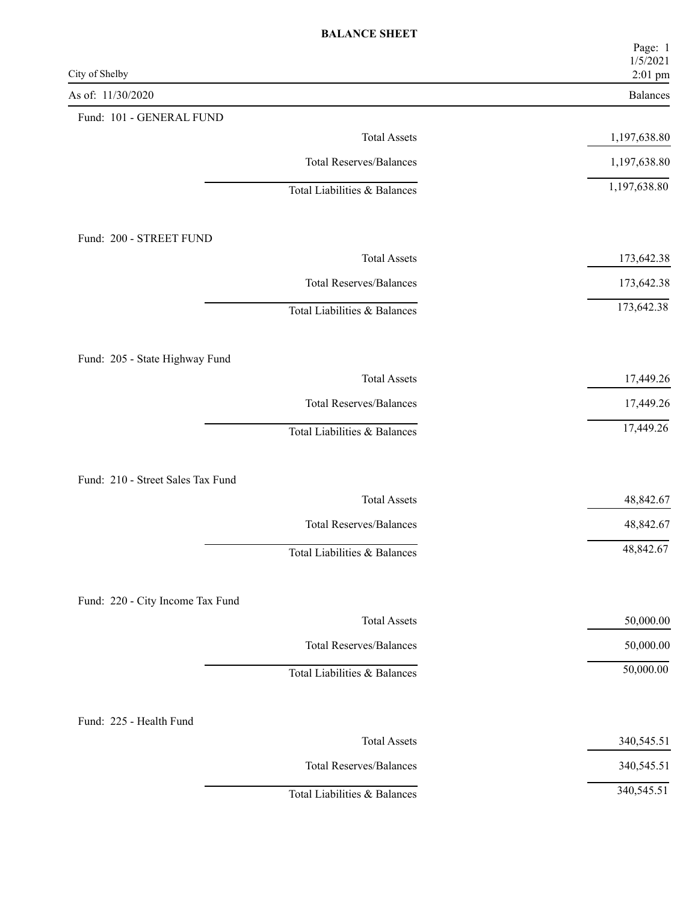# BALANCE SHEET

City of Shelby

As of: 11/30/2020

| | Balances |
|---|---|
| **Fund: 101 - GENERAL FUND** | |
| Total Assets | 1,197,638.80 |
| Total Reserves/Balances | 1,197,638.80 |
| Total Liabilities & Balances | 1,197,638.80 |
| **Fund: 200 - STREET FUND** | |
| Total Assets | 173,642.38 |
| Total Reserves/Balances | 173,642.38 |
| Total Liabilities & Balances | 173,642.38 |
| **Fund: 205 - State Highway Fund** | |
| Total Assets | 17,449.26 |
| Total Reserves/Balances | 17,449.26 |
| Total Liabilities & Balances | 17,449.26 |
| **Fund: 210 - Street Sales Tax Fund** | |
| Total Assets | 48,842.67 |
| Total Reserves/Balances | 48,842.67 |
| Total Liabilities & Balances | 48,842.67 |
| **Fund: 220 - City Income Tax Fund** | |
| Total Assets | 50,000.00 |
| Total Reserves/Balances | 50,000.00 |
| Total Liabilities & Balances | 50,000.00 |
| **Fund: 225 - Health Fund** | |
| Total Assets | 340,545.51 |
| Total Reserves/Balances | 340,545.51 |
| Total Liabilities & Balances | 340,545.51 |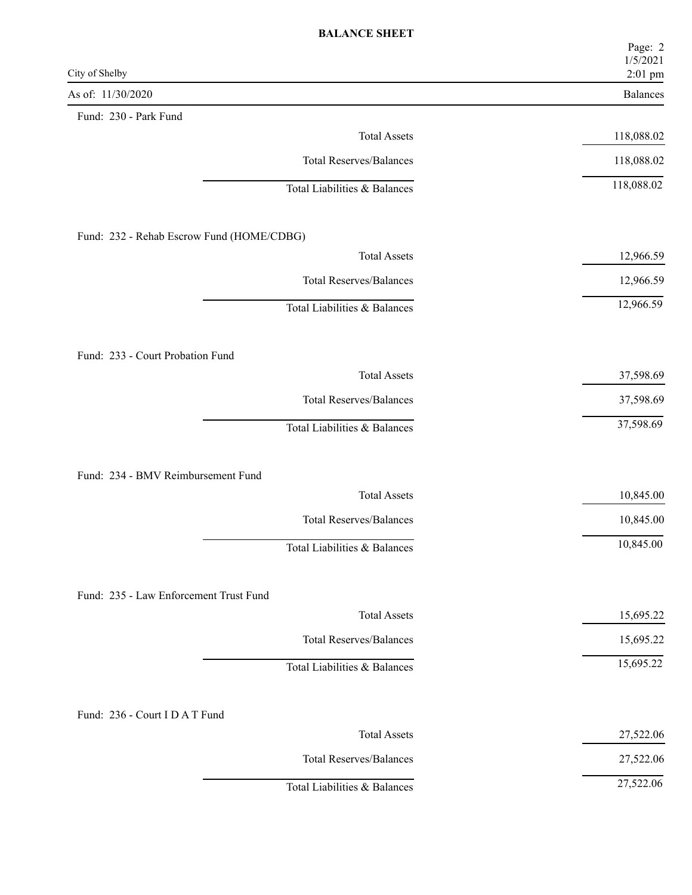**BALANCE SHEET**

City of Shelby

As of: 11/30/2020

| | Balances |
|---|---|
| **Fund: 230 - Park Fund** | |
| Total Assets | 118,088.02 |
| Total Reserves/Balances | 118,088.02 |
| Total Liabilities & Balances | 118,088.02 |
| **Fund: 232 - Rehab Escrow Fund (HOME/CDBG)** | |
| Total Assets | 12,966.59 |
| Total Reserves/Balances | 12,966.59 |
| Total Liabilities & Balances | 12,966.59 |
| **Fund: 233 - Court Probation Fund** | |
| Total Assets | 37,598.69 |
| Total Reserves/Balances | 37,598.69 |
| Total Liabilities & Balances | 37,598.69 |
| **Fund: 234 - BMV Reimbursement Fund** | |
| Total Assets | 10,845.00 |
| Total Reserves/Balances | 10,845.00 |
| Total Liabilities & Balances | 10,845.00 |
| **Fund: 235 - Law Enforcement Trust Fund** | |
| Total Assets | 15,695.22 |
| Total Reserves/Balances | 15,695.22 |
| Total Liabilities & Balances | 15,695.22 |
| **Fund: 236 - Court I D A T Fund** | |
| Total Assets | 27,522.06 |
| Total Reserves/Balances | 27,522.06 |
| Total Liabilities & Balances | 27,522.06 |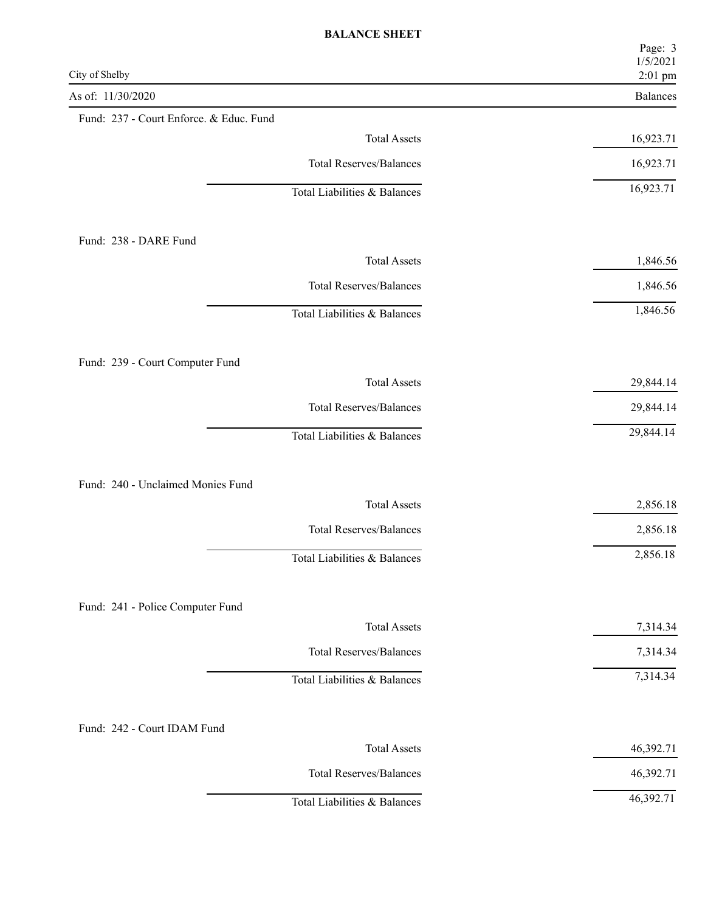**BALANCE SHEET**

City of Shelby

As of: 11/30/2020

| | Balances |
|---|---|
| **Fund: 237 - Court Enforce. & Educ. Fund** | |
| Total Assets | 16,923.71 |
| Total Reserves/Balances | 16,923.71 |
| Total Liabilities & Balances | 16,923.71 |
| **Fund: 238 - DARE Fund** | |
| Total Assets | 1,846.56 |
| Total Reserves/Balances | 1,846.56 |
| Total Liabilities & Balances | 1,846.56 |
| **Fund: 239 - Court Computer Fund** | |
| Total Assets | 29,844.14 |
| Total Reserves/Balances | 29,844.14 |
| Total Liabilities & Balances | 29,844.14 |
| **Fund: 240 - Unclaimed Monies Fund** | |
| Total Assets | 2,856.18 |
| Total Reserves/Balances | 2,856.18 |
| Total Liabilities & Balances | 2,856.18 |
| **Fund: 241 - Police Computer Fund** | |
| Total Assets | 7,314.34 |
| Total Reserves/Balances | 7,314.34 |
| Total Liabilities & Balances | 7,314.34 |
| **Fund: 242 - Court IDAM Fund** | |
| Total Assets | 46,392.71 |
| Total Reserves/Balances | 46,392.71 |
| Total Liabilities & Balances | 46,392.71 |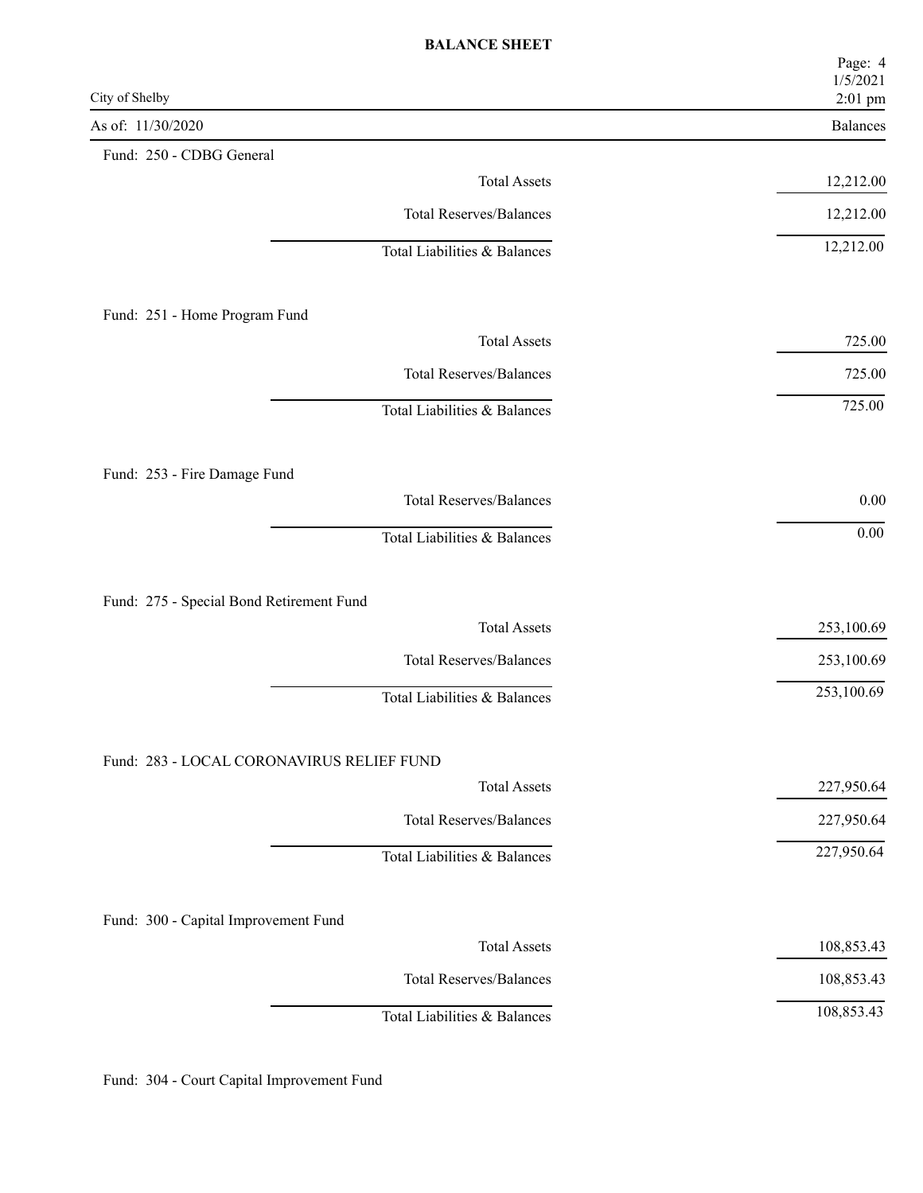# BALANCE SHEET

City of Shelby

As of: 11/30/2020

| | Balances |
|---|---|
| **Fund: 250 - CDBG General** | |
| Total Assets | 12,212.00 |
| Total Reserves/Balances | 12,212.00 |
| Total Liabilities & Balances | 12,212.00 |
| **Fund: 251 - Home Program Fund** | |
| Total Assets | 725.00 |
| Total Reserves/Balances | 725.00 |
| Total Liabilities & Balances | 725.00 |
| **Fund: 253 - Fire Damage Fund** | |
| Total Reserves/Balances | 0.00 |
| Total Liabilities & Balances | 0.00 |
| **Fund: 275 - Special Bond Retirement Fund** | |
| Total Assets | 253,100.69 |
| Total Reserves/Balances | 253,100.69 |
| Total Liabilities & Balances | 253,100.69 |
| **Fund: 283 - LOCAL CORONAVIRUS RELIEF FUND** | |
| Total Assets | 227,950.64 |
| Total Reserves/Balances | 227,950.64 |
| Total Liabilities & Balances | 227,950.64 |
| **Fund: 300 - Capital Improvement Fund** | |
| Total Assets | 108,853.43 |
| Total Reserves/Balances | 108,853.43 |
| Total Liabilities & Balances | 108,853.43 |
| **Fund: 304 - Court Capital Improvement Fund** | |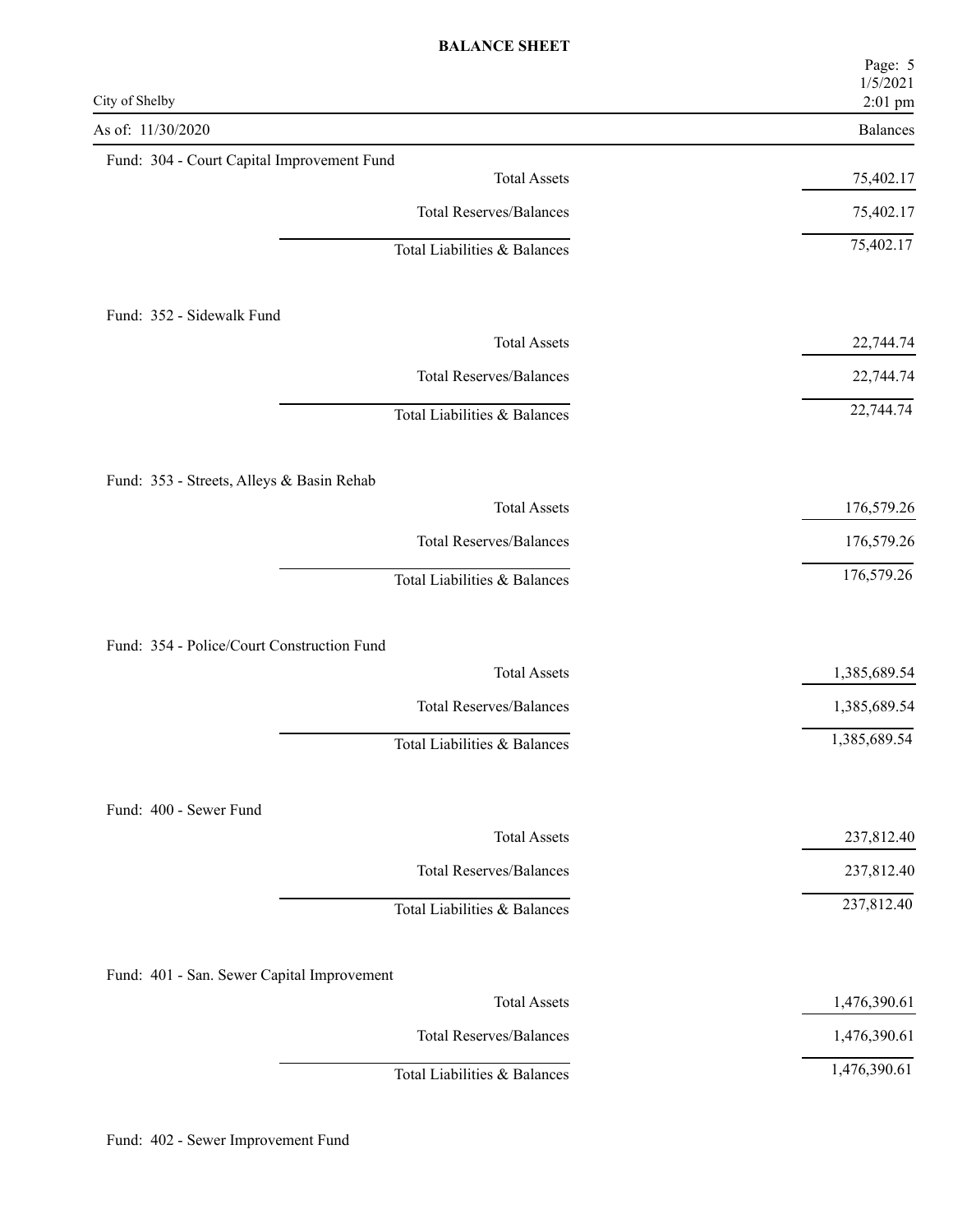# BALANCE SHEET

City of Shelby

As of: 11/30/2020

| | Balances |
|---|---|
| **Fund: 304 - Court Capital Improvement Fund** | |
| Total Assets | 75,402.17 |
| Total Reserves/Balances | 75,402.17 |
| Total Liabilities & Balances | 75,402.17 |
| **Fund: 352 - Sidewalk Fund** | |
| Total Assets | 22,744.74 |
| Total Reserves/Balances | 22,744.74 |
| Total Liabilities & Balances | 22,744.74 |
| **Fund: 353 - Streets, Alleys & Basin Rehab** | |
| Total Assets | 176,579.26 |
| Total Reserves/Balances | 176,579.26 |
| Total Liabilities & Balances | 176,579.26 |
| **Fund: 354 - Police/Court Construction Fund** | |
| Total Assets | 1,385,689.54 |
| Total Reserves/Balances | 1,385,689.54 |
| Total Liabilities & Balances | 1,385,689.54 |
| **Fund: 400 - Sewer Fund** | |
| Total Assets | 237,812.40 |
| Total Reserves/Balances | 237,812.40 |
| Total Liabilities & Balances | 237,812.40 |
| **Fund: 401 - San. Sewer Capital Improvement** | |
| Total Assets | 1,476,390.61 |
| Total Reserves/Balances | 1,476,390.61 |
| Total Liabilities & Balances | 1,476,390.61 |

Fund: 402 - Sewer Improvement Fund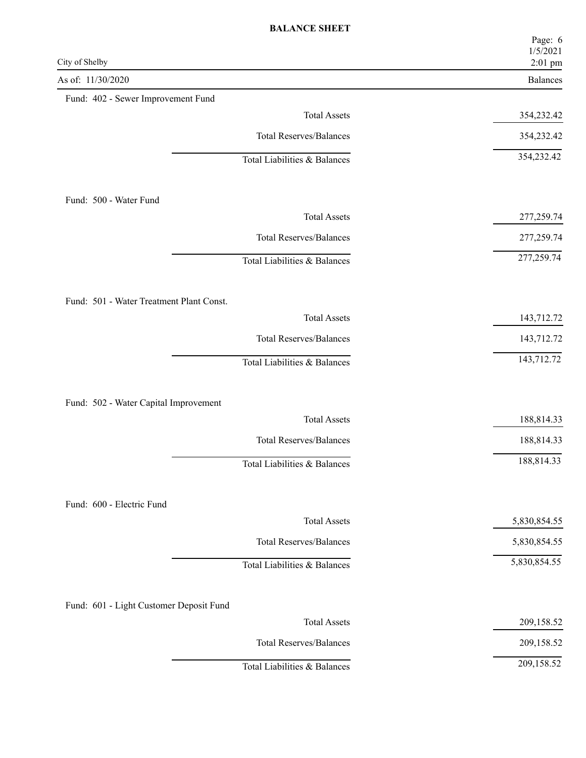# BALANCE SHEET

City of Shelby

As of: 11/30/2020

| | Balances |
|---|---|
| **Fund: 402 - Sewer Improvement Fund** | |
| Total Assets | 354,232.42 |
| Total Reserves/Balances | 354,232.42 |
| Total Liabilities & Balances | 354,232.42 |
| **Fund: 500 - Water Fund** | |
| Total Assets | 277,259.74 |
| Total Reserves/Balances | 277,259.74 |
| Total Liabilities & Balances | 277,259.74 |
| **Fund: 501 - Water Treatment Plant Const.** | |
| Total Assets | 143,712.72 |
| Total Reserves/Balances | 143,712.72 |
| Total Liabilities & Balances | 143,712.72 |
| **Fund: 502 - Water Capital Improvement** | |
| Total Assets | 188,814.33 |
| Total Reserves/Balances | 188,814.33 |
| Total Liabilities & Balances | 188,814.33 |
| **Fund: 600 - Electric Fund** | |
| Total Assets | 5,830,854.55 |
| Total Reserves/Balances | 5,830,854.55 |
| Total Liabilities & Balances | 5,830,854.55 |
| **Fund: 601 - Light Customer Deposit Fund** | |
| Total Assets | 209,158.52 |
| Total Reserves/Balances | 209,158.52 |
| Total Liabilities & Balances | 209,158.52 |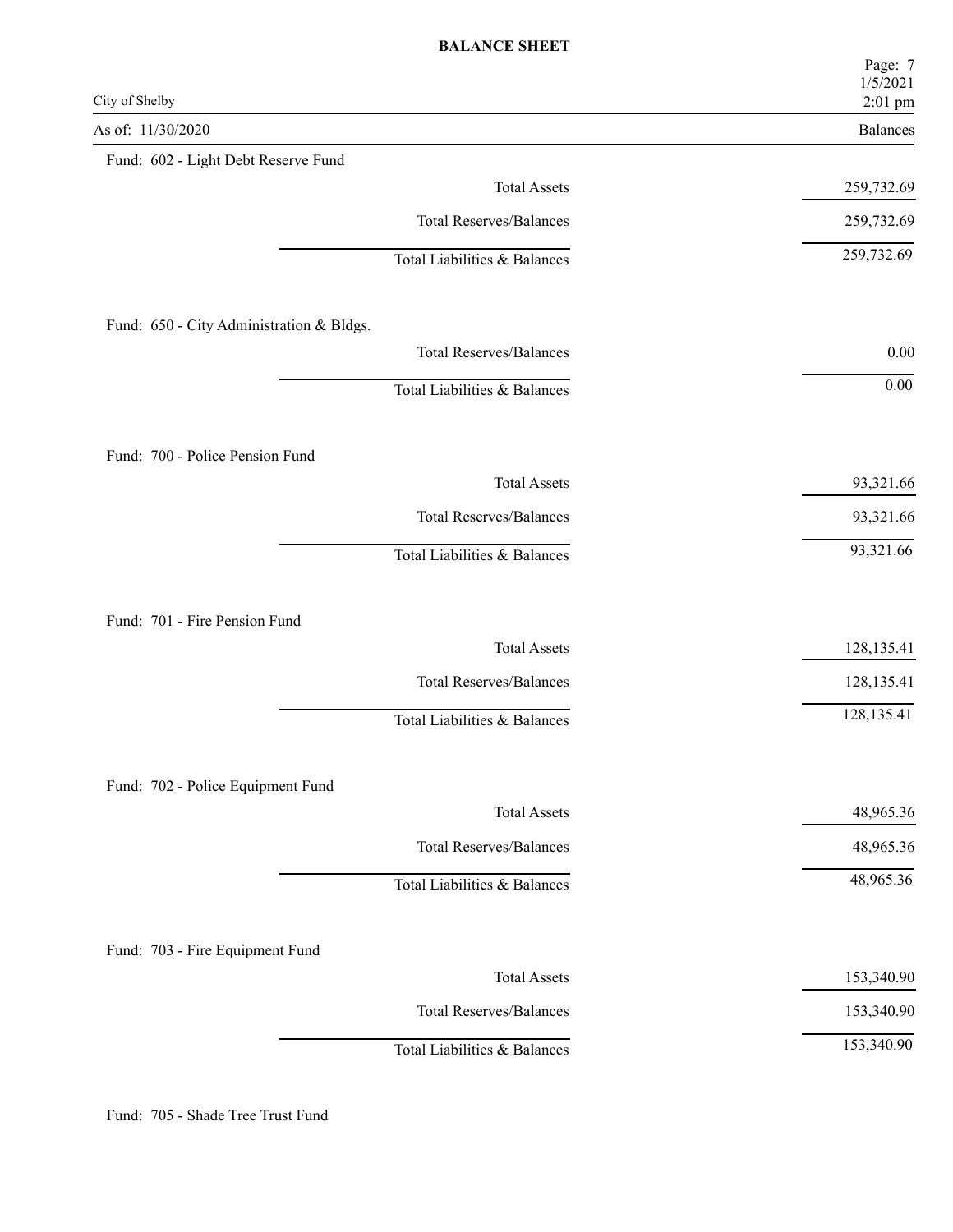# BALANCE SHEET

City of Shelby

As of: 11/30/2020

| | Balances |
|---|---|
| **Fund: 602 - Light Debt Reserve Fund** | |
| Total Assets | 259,732.69 |
| Total Reserves/Balances | 259,732.69 |
| Total Liabilities & Balances | 259,732.69 |
| **Fund: 650 - City Administration & Bldgs.** | |
| Total Reserves/Balances | 0.00 |
| Total Liabilities & Balances | 0.00 |
| **Fund: 700 - Police Pension Fund** | |
| Total Assets | 93,321.66 |
| Total Reserves/Balances | 93,321.66 |
| Total Liabilities & Balances | 93,321.66 |
| **Fund: 701 - Fire Pension Fund** | |
| Total Assets | 128,135.41 |
| Total Reserves/Balances | 128,135.41 |
| Total Liabilities & Balances | 128,135.41 |
| **Fund: 702 - Police Equipment Fund** | |
| Total Assets | 48,965.36 |
| Total Reserves/Balances | 48,965.36 |
| Total Liabilities & Balances | 48,965.36 |
| **Fund: 703 - Fire Equipment Fund** | |
| Total Assets | 153,340.90 |
| Total Reserves/Balances | 153,340.90 |
| Total Liabilities & Balances | 153,340.90 |

Fund: 705 - Shade Tree Trust Fund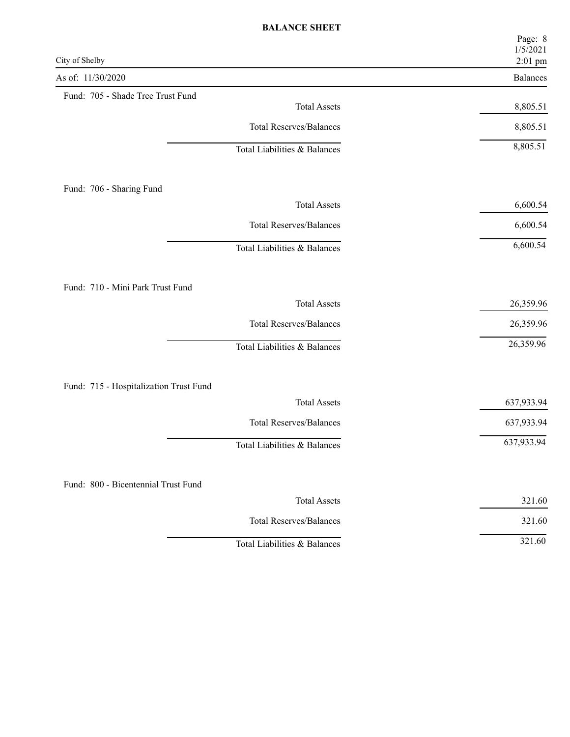# BALANCE SHEET

City of Shelby

As of: 11/30/2020

| | | Balances |
|---|---|---|
| **Fund: 705 - Shade Tree Trust Fund** | | |
| | Total Assets | 8,805.51 |
| | Total Reserves/Balances | 8,805.51 |
| | Total Liabilities & Balances | 8,805.51 |
| **Fund: 706 - Sharing Fund** | | |
| | Total Assets | 6,600.54 |
| | Total Reserves/Balances | 6,600.54 |
| | Total Liabilities & Balances | 6,600.54 |
| **Fund: 710 - Mini Park Trust Fund** | | |
| | Total Assets | 26,359.96 |
| | Total Reserves/Balances | 26,359.96 |
| | Total Liabilities & Balances | 26,359.96 |
| **Fund: 715 - Hospitalization Trust Fund** | | |
| | Total Assets | 637,933.94 |
| | Total Reserves/Balances | 637,933.94 |
| | Total Liabilities & Balances | 637,933.94 |
| **Fund: 800 - Bicentennial Trust Fund** | | |
| | Total Assets | 321.60 |
| | Total Reserves/Balances | 321.60 |
| | Total Liabilities & Balances | 321.60 |